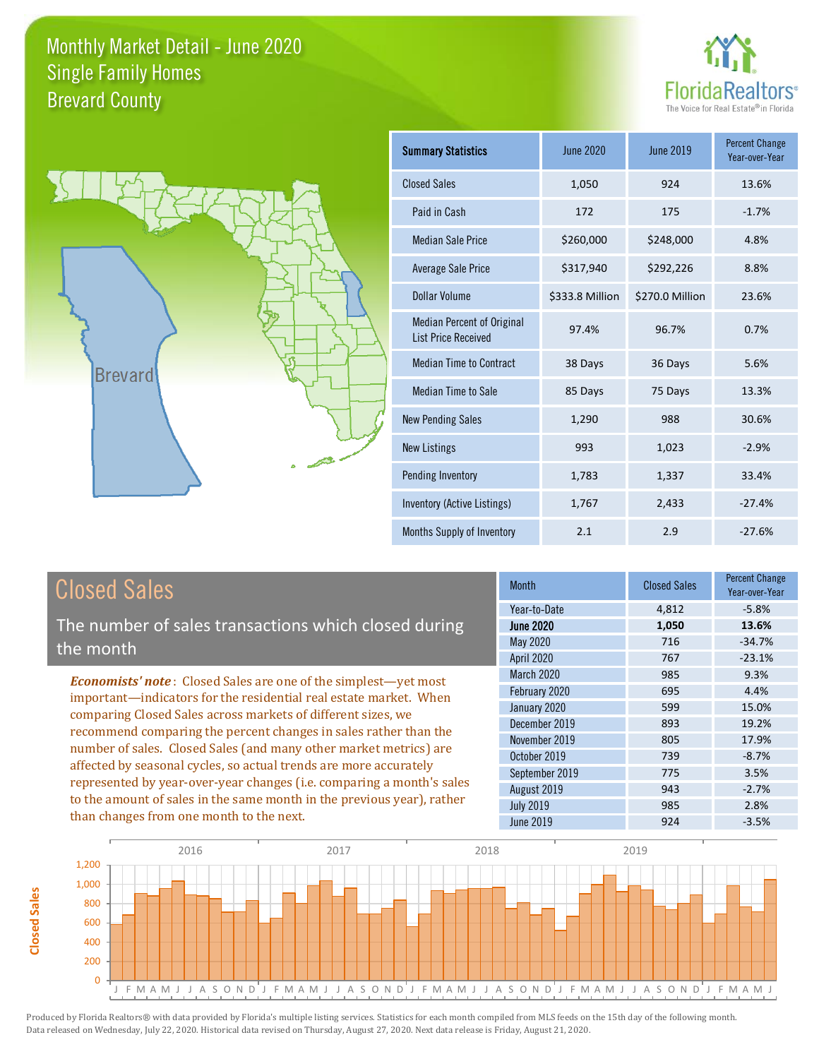# Monthly Market Detail - June 2020
## Single Family Homes
## Brevard County

FloridaRealtors®
The Voice for Real Estate® in Florida

Brevard

| Summary Statistics | June 2020 | June 2019 | Percent Change Year-over-Year |
|---|---|---|---|
| Closed Sales | 1,050 | 924 | 13.6% |
| Paid in Cash | 172 | 175 | -1.7% |
| Median Sale Price | $260,000 | $248,000 | 4.8% |
| Average Sale Price | $317,940 | $292,226 | 8.8% |
| Dollar Volume | $333.8 Million | $270.0 Million | 23.6% |
| Median Percent of Original List Price Received | 97.4% | 96.7% | 0.7% |
| Median Time to Contract | 38 Days | 36 Days | 5.6% |
| Median Time to Sale | 85 Days | 75 Days | 13.3% |
| New Pending Sales | 1,290 | 988 | 30.6% |
| New Listings | 993 | 1,023 | -2.9% |
| Pending Inventory | 1,783 | 1,337 | 33.4% |
| Inventory (Active Listings) | 1,767 | 2,433 | -27.4% |
| Months Supply of Inventory | 2.1 | 2.9 | -27.6% |

## Closed Sales

The number of sales transactions which closed during the month

*Economists' note*: Closed Sales are one of the simplest—yet most important—indicators for the residential real estate market. When comparing Closed Sales across markets of different sizes, we recommend comparing the percent changes in sales rather than the number of sales. Closed Sales (and many other market metrics) are affected by seasonal cycles, so actual trends are more accurately represented by year-over-year changes (i.e. comparing a month's sales to the amount of sales in the same month in the previous year), rather than changes from one month to the next.

| Month | Closed Sales | Percent Change Year-over-Year |
|---|---|---|
| Year-to-Date | 4,812 | -5.8% |
| **June 2020** | **1,050** | **13.6%** |
| May 2020 | 716 | -34.7% |
| April 2020 | 767 | -23.1% |
| March 2020 | 985 | 9.3% |
| February 2020 | 695 | 4.4% |
| January 2020 | 599 | 15.0% |
| December 2019 | 893 | 19.2% |
| November 2019 | 805 | 17.9% |
| October 2019 | 739 | -8.7% |
| September 2019 | 775 | 3.5% |
| August 2019 | 943 | -2.7% |
| July 2019 | 985 | 2.8% |
| June 2019 | 924 | -3.5% |

Produced by Florida Realtors® with data provided by Florida's multiple listing services. Statistics for each month compiled from MLS feeds on the 15th day of the following month. Data released on Wednesday, July 22, 2020. Historical data revised on Thursday, August 27, 2020. Next data release is Friday, August 21, 2020.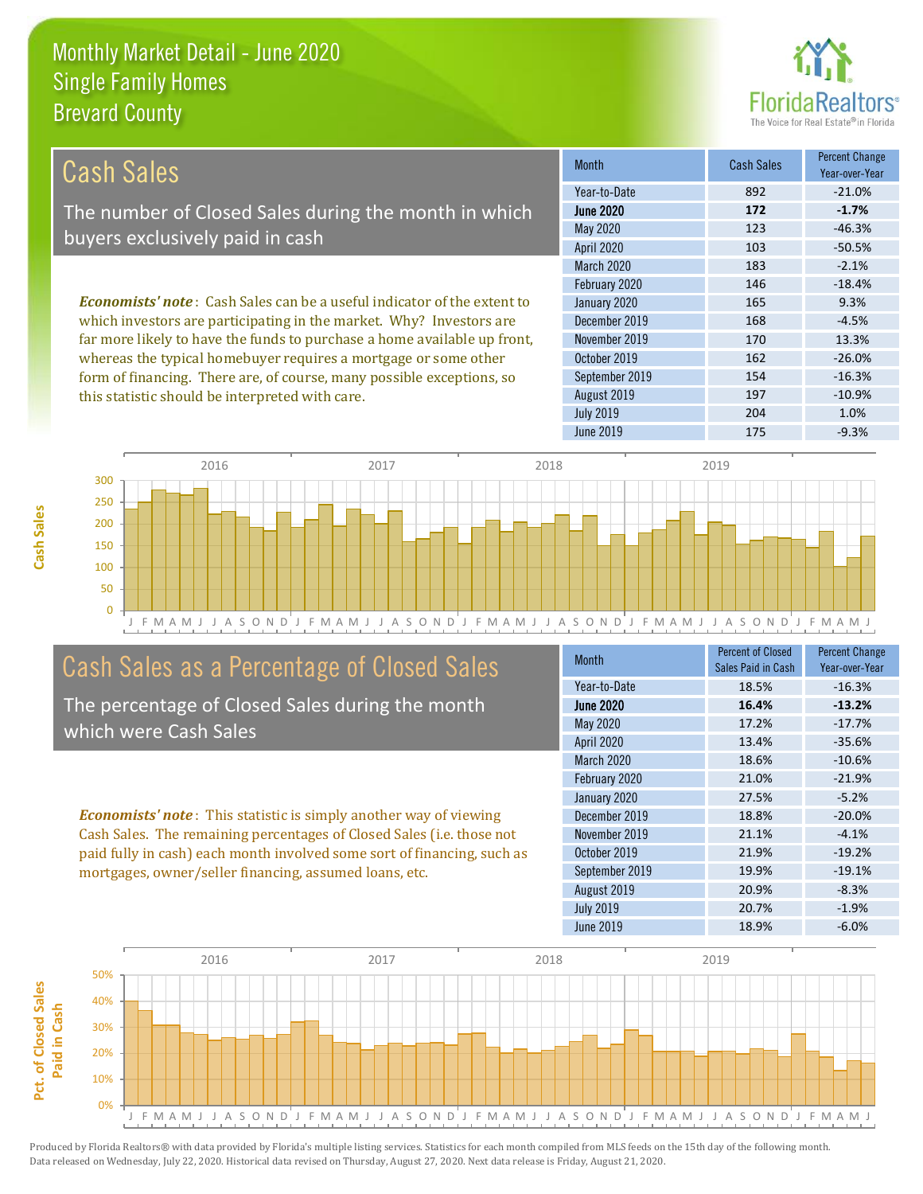# Monthly Market Detail - June 2020
## Single Family Homes
## Brevard County

## Cash Sales

The number of Closed Sales during the month in which buyers exclusively paid in cash

*Economists' note*: Cash Sales can be a useful indicator of the extent to which investors are participating in the market. Why? Investors are far more likely to have the funds to purchase a home available up front, whereas the typical homebuyer requires a mortgage or some other form of financing. There are, of course, many possible exceptions, so this statistic should be interpreted with care.

| Month | Cash Sales | Percent Change Year-over-Year |
|---|---|---|
| Year-to-Date | 892 | -21.0% |
| **June 2020** | **172** | **-1.7%** |
| May 2020 | 123 | -46.3% |
| April 2020 | 103 | -50.5% |
| March 2020 | 183 | -2.1% |
| February 2020 | 146 | -18.4% |
| January 2020 | 165 | 9.3% |
| December 2019 | 168 | -4.5% |
| November 2019 | 170 | 13.3% |
| October 2019 | 162 | -26.0% |
| September 2019 | 154 | -16.3% |
| August 2019 | 197 | -10.9% |
| July 2019 | 204 | 1.0% |
| June 2019 | 175 | -9.3% |

## Cash Sales as a Percentage of Closed Sales

The percentage of Closed Sales during the month which were Cash Sales

*Economists' note*: This statistic is simply another way of viewing Cash Sales. The remaining percentages of Closed Sales (i.e. those not paid fully in cash) each month involved some sort of financing, such as mortgages, owner/seller financing, assumed loans, etc.

| Month | Percent of Closed Sales Paid in Cash | Percent Change Year-over-Year |
|---|---|---|
| Year-to-Date | 18.5% | -16.3% |
| **June 2020** | **16.4%** | **-13.2%** |
| May 2020 | 17.2% | -17.7% |
| April 2020 | 13.4% | -35.6% |
| March 2020 | 18.6% | -10.6% |
| February 2020 | 21.0% | -21.9% |
| January 2020 | 27.5% | -5.2% |
| December 2019 | 18.8% | -20.0% |
| November 2019 | 21.1% | -4.1% |
| October 2019 | 21.9% | -19.2% |
| September 2019 | 19.9% | -19.1% |
| August 2019 | 20.9% | -8.3% |
| July 2019 | 20.7% | -1.9% |
| June 2019 | 18.9% | -6.0% |

Produced by Florida Realtors® with data provided by Florida's multiple listing services. Statistics for each month compiled from MLS feeds on the 15th day of the following month. Data released on Wednesday, July 22, 2020. Historical data revised on Thursday, August 27, 2020. Next data release is Friday, August 21, 2020.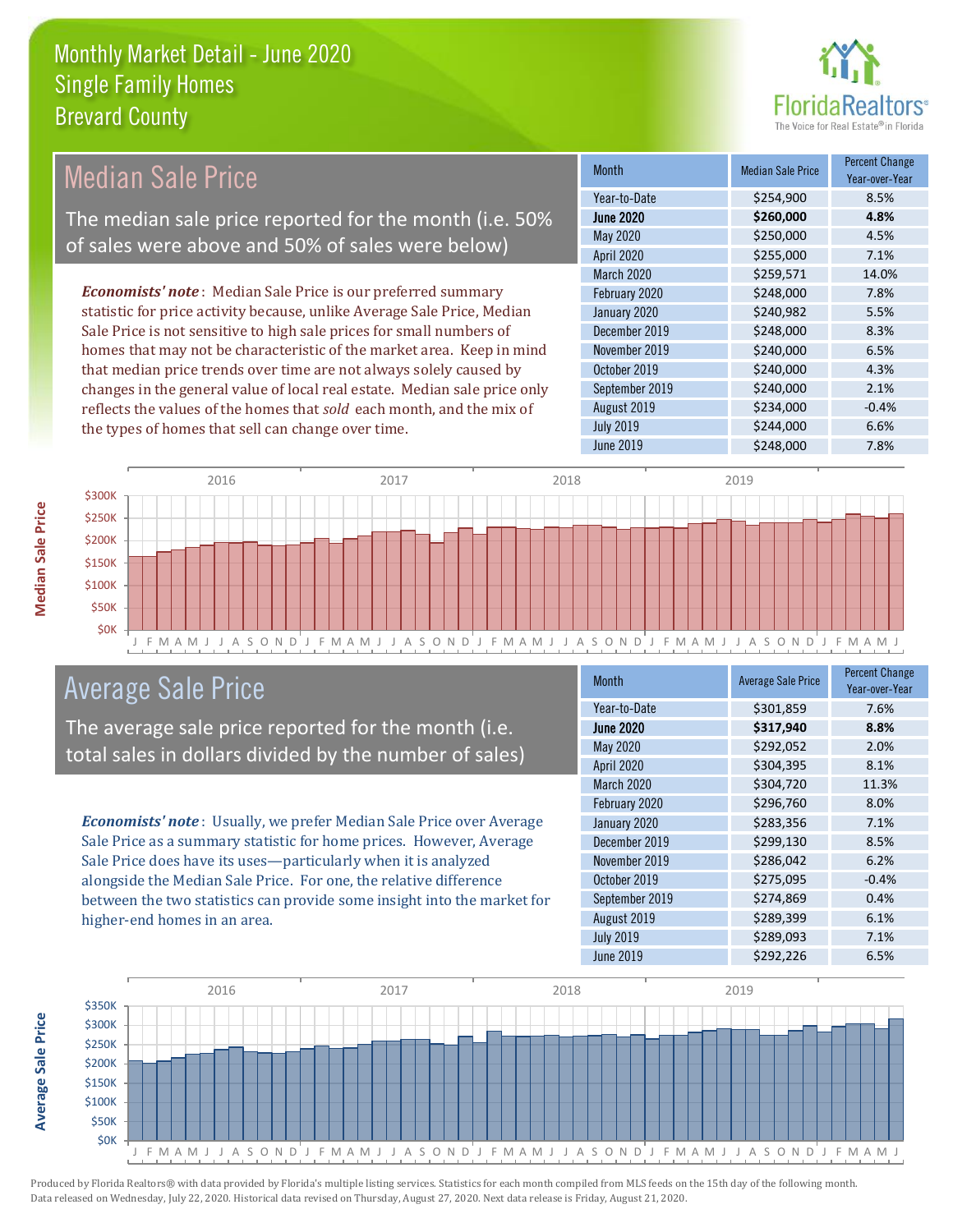# Monthly Market Detail - June 2020
## Single Family Homes
## Brevard County

## Median Sale Price

The median sale price reported for the month (i.e. 50% of sales were above and 50% of sales were below)

***Economists' note***: Median Sale Price is our preferred summary statistic for price activity because, unlike Average Sale Price, Median Sale Price is not sensitive to high sale prices for small numbers of homes that may not be characteristic of the market area. Keep in mind that median price trends over time are not always solely caused by changes in the general value of local real estate. Median sale price only reflects the values of the homes that *sold* each month, and the mix of the types of homes that sell can change over time.

| Month | Median Sale Price | Percent Change Year-over-Year |
|---|---|---|
| Year-to-Date | $254,900 | 8.5% |
| **June 2020** | **$260,000** | **4.8%** |
| May 2020 | $250,000 | 4.5% |
| April 2020 | $255,000 | 7.1% |
| March 2020 | $259,571 | 14.0% |
| February 2020 | $248,000 | 7.8% |
| January 2020 | $240,982 | 5.5% |
| December 2019 | $248,000 | 8.3% |
| November 2019 | $240,000 | 6.5% |
| October 2019 | $240,000 | 4.3% |
| September 2019 | $240,000 | 2.1% |
| August 2019 | $234,000 | -0.4% |
| July 2019 | $244,000 | 6.6% |
| June 2019 | $248,000 | 7.8% |

## Average Sale Price

The average sale price reported for the month (i.e. total sales in dollars divided by the number of sales)

***Economists' note***: Usually, we prefer Median Sale Price over Average Sale Price as a summary statistic for home prices. However, Average Sale Price does have its uses—particularly when it is analyzed alongside the Median Sale Price. For one, the relative difference between the two statistics can provide some insight into the market for higher-end homes in an area.

| Month | Average Sale Price | Percent Change Year-over-Year |
|---|---|---|
| Year-to-Date | $301,859 | 7.6% |
| **June 2020** | **$317,940** | **8.8%** |
| May 2020 | $292,052 | 2.0% |
| April 2020 | $304,395 | 8.1% |
| March 2020 | $304,720 | 11.3% |
| February 2020 | $296,760 | 8.0% |
| January 2020 | $283,356 | 7.1% |
| December 2019 | $299,130 | 8.5% |
| November 2019 | $286,042 | 6.2% |
| October 2019 | $275,095 | -0.4% |
| September 2019 | $274,869 | 0.4% |
| August 2019 | $289,399 | 6.1% |
| July 2019 | $289,093 | 7.1% |
| June 2019 | $292,226 | 6.5% |

Produced by Florida Realtors® with data provided by Florida's multiple listing services. Statistics for each month compiled from MLS feeds on the 15th day of the following month. Data released on Wednesday, July 22, 2020. Historical data revised on Thursday, August 27, 2020. Next data release is Friday, August 21, 2020.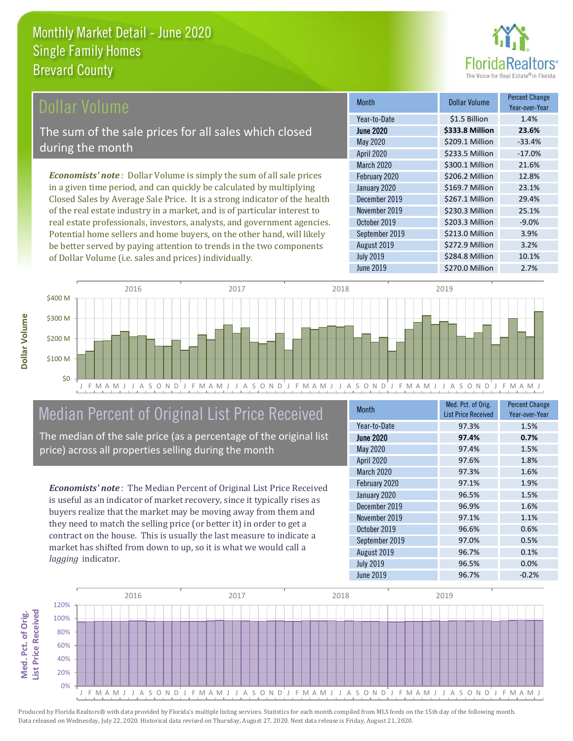# Monthly Market Detail - June 2020
## Single Family Homes
## Brevard County

## Dollar Volume

The sum of the sale prices for all sales which closed during the month

***Economists' note***: Dollar Volume is simply the sum of all sale prices in a given time period, and can quickly be calculated by multiplying Closed Sales by Average Sale Price. It is a strong indicator of the health of the real estate industry in a market, and is of particular interest to real estate professionals, investors, analysts, and government agencies. Potential home sellers and home buyers, on the other hand, will likely be better served by paying attention to trends in the two components of Dollar Volume (i.e. sales and prices) individually.

| Month | Dollar Volume | Percent Change Year-over-Year |
|---|---|---|
| Year-to-Date | $1.5 Billion | 1.4% |
| **June 2020** | **$333.8 Million** | **23.6%** |
| May 2020 | $209.1 Million | -33.4% |
| April 2020 | $233.5 Million | -17.0% |
| March 2020 | $300.1 Million | 21.6% |
| February 2020 | $206.2 Million | 12.8% |
| January 2020 | $169.7 Million | 23.1% |
| December 2019 | $267.1 Million | 29.4% |
| November 2019 | $230.3 Million | 25.1% |
| October 2019 | $203.3 Million | -9.0% |
| September 2019 | $213.0 Million | 3.9% |
| August 2019 | $272.9 Million | 3.2% |
| July 2019 | $284.8 Million | 10.1% |
| June 2019 | $270.0 Million | 2.7% |

## Median Percent of Original List Price Received

The median of the sale price (as a percentage of the original list price) across all properties selling during the month

***Economists' note***: The Median Percent of Original List Price Received is useful as an indicator of market recovery, since it typically rises as buyers realize that the market may be moving away from them and they need to match the selling price (or better it) in order to get a contract on the house. This is usually the last measure to indicate a market has shifted from down to up, so it is what we would call a *lagging* indicator.

| Month | Med. Pct. of Orig. List Price Received | Percent Change Year-over-Year |
|---|---|---|
| Year-to-Date | 97.3% | 1.5% |
| **June 2020** | **97.4%** | **0.7%** |
| May 2020 | 97.4% | 1.5% |
| April 2020 | 97.6% | 1.8% |
| March 2020 | 97.3% | 1.6% |
| February 2020 | 97.1% | 1.9% |
| January 2020 | 96.5% | 1.5% |
| December 2019 | 96.9% | 1.6% |
| November 2019 | 97.1% | 1.1% |
| October 2019 | 96.6% | 0.6% |
| September 2019 | 97.0% | 0.5% |
| August 2019 | 96.7% | 0.1% |
| July 2019 | 96.5% | 0.0% |
| June 2019 | 96.7% | -0.2% |

Produced by Florida Realtors® with data provided by Florida's multiple listing services. Statistics for each month compiled from MLS feeds on the 15th day of the following month. Data released on Wednesday, July 22, 2020. Historical data revised on Thursday, August 27, 2020. Next data release is Friday, August 21, 2020.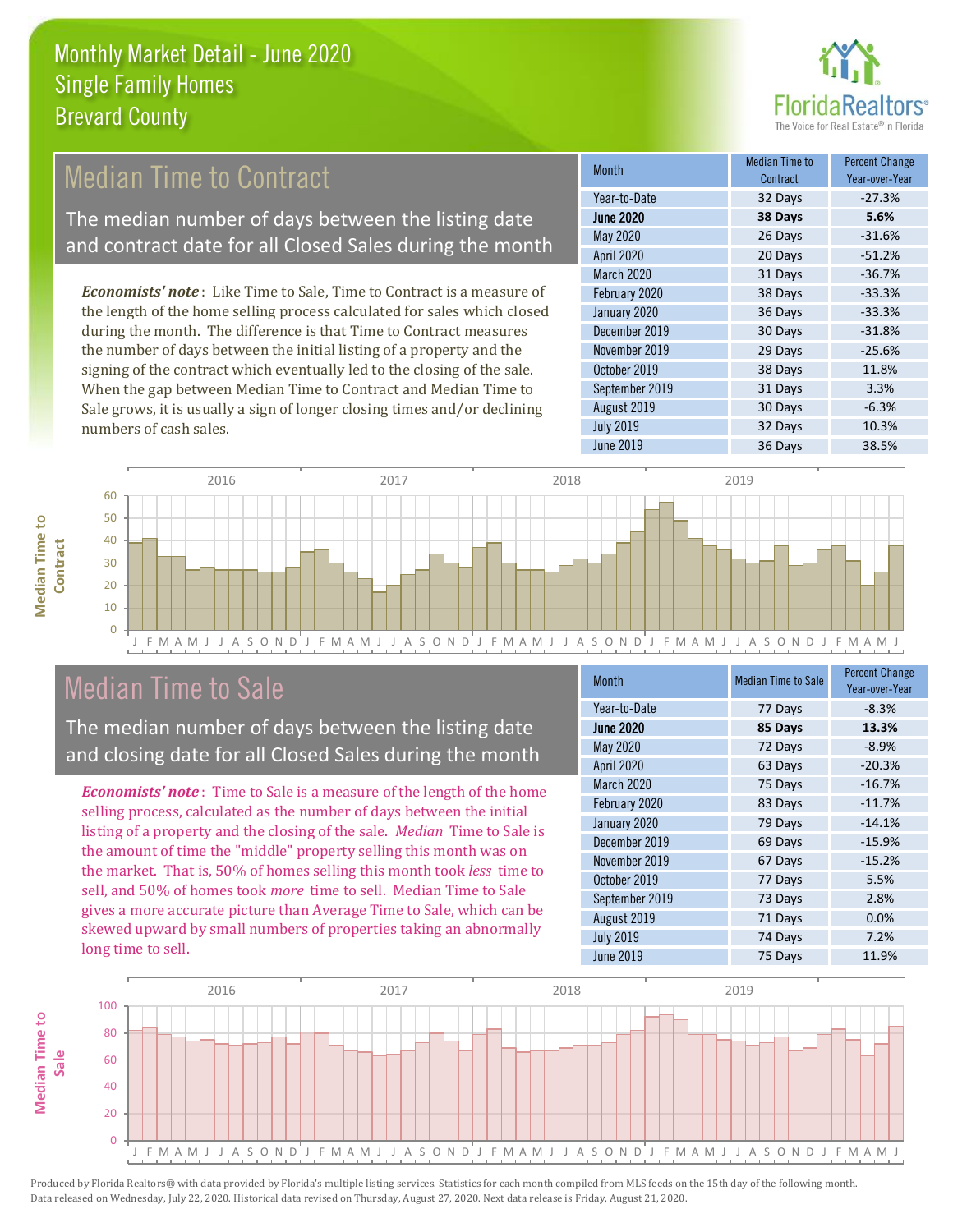# Monthly Market Detail - June 2020
## Single Family Homes
## Brevard County

## Median Time to Contract

The median number of days between the listing date and contract date for all Closed Sales during the month

***Economists' note***: Like Time to Sale, Time to Contract is a measure of the length of the home selling process calculated for sales which closed during the month. The difference is that Time to Contract measures the number of days between the initial listing of a property and the signing of the contract which eventually led to the closing of the sale. When the gap between Median Time to Contract and Median Time to Sale grows, it is usually a sign of longer closing times and/or declining numbers of cash sales.

| Month | Median Time to Contract | Percent Change Year-over-Year |
|---|---|---|
| Year-to-Date | 32 Days | -27.3% |
| **June 2020** | **38 Days** | **5.6%** |
| May 2020 | 26 Days | -31.6% |
| April 2020 | 20 Days | -51.2% |
| March 2020 | 31 Days | -36.7% |
| February 2020 | 38 Days | -33.3% |
| January 2020 | 36 Days | -33.3% |
| December 2019 | 30 Days | -31.8% |
| November 2019 | 29 Days | -25.6% |
| October 2019 | 38 Days | 11.8% |
| September 2019 | 31 Days | 3.3% |
| August 2019 | 30 Days | -6.3% |
| July 2019 | 32 Days | 10.3% |
| June 2019 | 36 Days | 38.5% |

## Median Time to Sale

The median number of days between the listing date and closing date for all Closed Sales during the month

***Economists' note***: Time to Sale is a measure of the length of the home selling process, calculated as the number of days between the initial listing of a property and the closing of the sale. *Median* Time to Sale is the amount of time the "middle" property selling this month was on the market. That is, 50% of homes selling this month took *less* time to sell, and 50% of homes took *more* time to sell. Median Time to Sale gives a more accurate picture than Average Time to Sale, which can be skewed upward by small numbers of properties taking an abnormally long time to sell.

| Month | Median Time to Sale | Percent Change Year-over-Year |
|---|---|---|
| Year-to-Date | 77 Days | -8.3% |
| **June 2020** | **85 Days** | **13.3%** |
| May 2020 | 72 Days | -8.9% |
| April 2020 | 63 Days | -20.3% |
| March 2020 | 75 Days | -16.7% |
| February 2020 | 83 Days | -11.7% |
| January 2020 | 79 Days | -14.1% |
| December 2019 | 69 Days | -15.9% |
| November 2019 | 67 Days | -15.2% |
| October 2019 | 77 Days | 5.5% |
| September 2019 | 73 Days | 2.8% |
| August 2019 | 71 Days | 0.0% |
| July 2019 | 74 Days | 7.2% |
| June 2019 | 75 Days | 11.9% |

Produced by Florida Realtors® with data provided by Florida's multiple listing services. Statistics for each month compiled from MLS feeds on the 15th day of the following month. Data released on Wednesday, July 22, 2020. Historical data revised on Thursday, August 27, 2020. Next data release is Friday, August 21, 2020.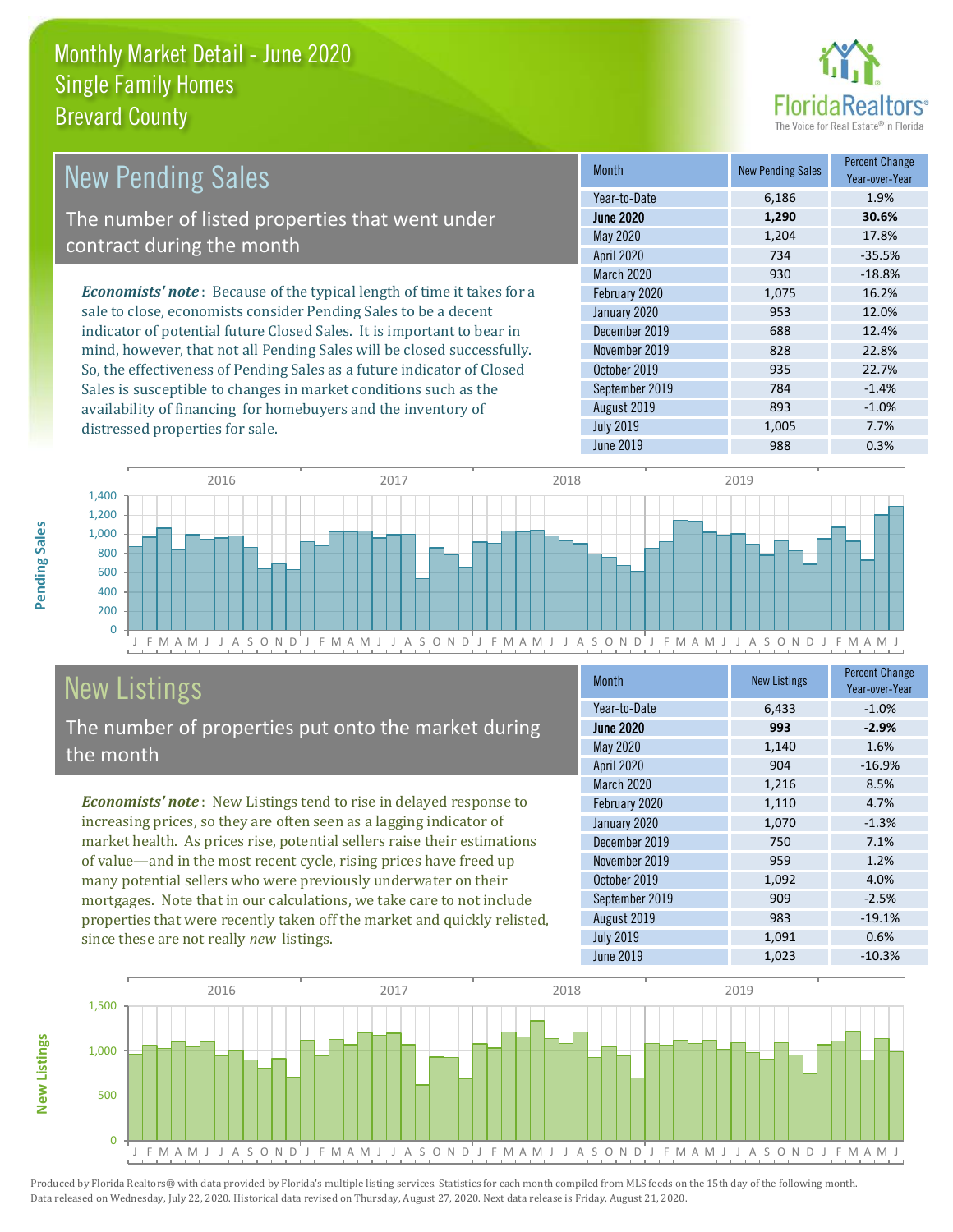# Monthly Market Detail - June 2020
## Single Family Homes
## Brevard County

## New Pending Sales

The number of listed properties that went under contract during the month

*Economists' note*: Because of the typical length of time it takes for a sale to close, economists consider Pending Sales to be a decent indicator of potential future Closed Sales. It is important to bear in mind, however, that not all Pending Sales will be closed successfully. So, the effectiveness of Pending Sales as a future indicator of Closed Sales is susceptible to changes in market conditions such as the availability of financing for homebuyers and the inventory of distressed properties for sale.

| Month | New Pending Sales | Percent Change Year-over-Year |
|---|---|---|
| Year-to-Date | 6,186 | 1.9% |
| **June 2020** | **1,290** | **30.6%** |
| May 2020 | 1,204 | 17.8% |
| April 2020 | 734 | -35.5% |
| March 2020 | 930 | -18.8% |
| February 2020 | 1,075 | 16.2% |
| January 2020 | 953 | 12.0% |
| December 2019 | 688 | 12.4% |
| November 2019 | 828 | 22.8% |
| October 2019 | 935 | 22.7% |
| September 2019 | 784 | -1.4% |
| August 2019 | 893 | -1.0% |
| July 2019 | 1,005 | 7.7% |
| June 2019 | 988 | 0.3% |

## New Listings

The number of properties put onto the market during the month

*Economists' note*: New Listings tend to rise in delayed response to increasing prices, so they are often seen as a lagging indicator of market health. As prices rise, potential sellers raise their estimations of value—and in the most recent cycle, rising prices have freed up many potential sellers who were previously underwater on their mortgages. Note that in our calculations, we take care to not include properties that were recently taken off the market and quickly relisted, since these are not really *new* listings.

| Month | New Listings | Percent Change Year-over-Year |
|---|---|---|
| Year-to-Date | 6,433 | -1.0% |
| **June 2020** | **993** | **-2.9%** |
| May 2020 | 1,140 | 1.6% |
| April 2020 | 904 | -16.9% |
| March 2020 | 1,216 | 8.5% |
| February 2020 | 1,110 | 4.7% |
| January 2020 | 1,070 | -1.3% |
| December 2019 | 750 | 7.1% |
| November 2019 | 959 | 1.2% |
| October 2019 | 1,092 | 4.0% |
| September 2019 | 909 | -2.5% |
| August 2019 | 983 | -19.1% |
| July 2019 | 1,091 | 0.6% |
| June 2019 | 1,023 | -10.3% |

Produced by Florida Realtors® with data provided by Florida's multiple listing services. Statistics for each month compiled from MLS feeds on the 15th day of the following month. Data released on Wednesday, July 22, 2020. Historical data revised on Thursday, August 27, 2020. Next data release is Friday, August 21, 2020.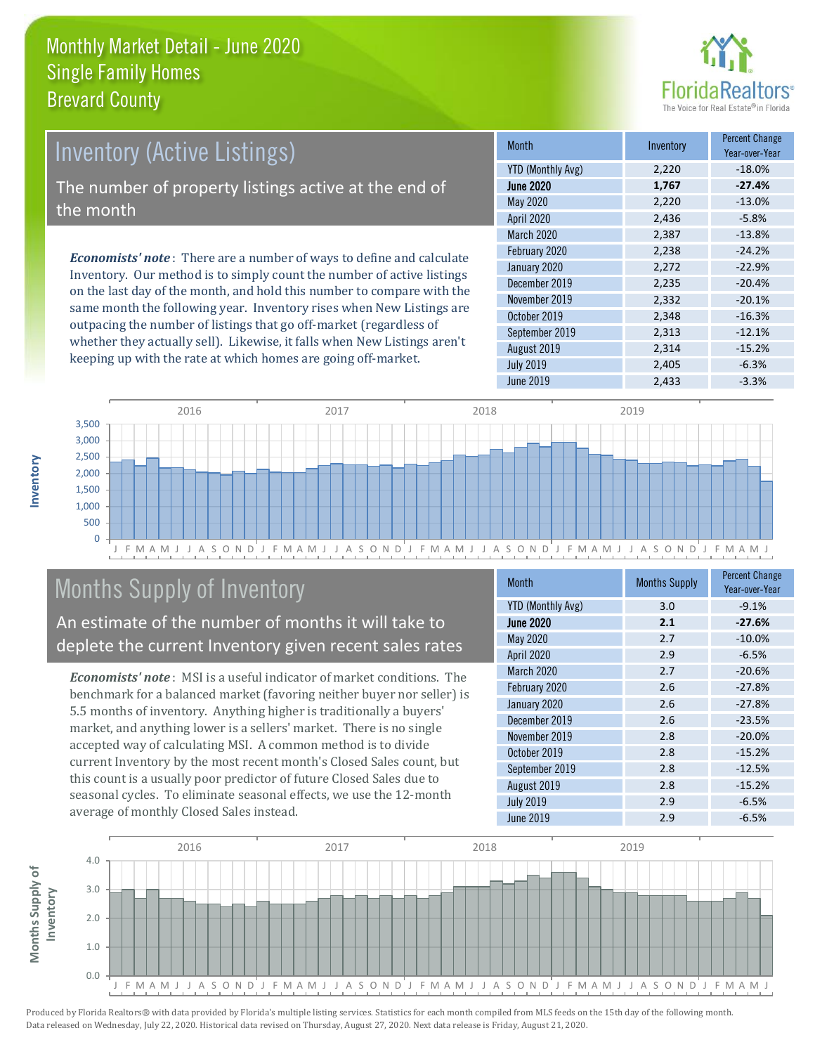# Monthly Market Detail - June 2020
## Single Family Homes
## Brevard County

## Inventory (Active Listings)

The number of property listings active at the end of the month

***Economists' note***: There are a number of ways to define and calculate Inventory. Our method is to simply count the number of active listings on the last day of the month, and hold this number to compare with the same month the following year. Inventory rises when New Listings are outpacing the number of listings that go off-market (regardless of whether they actually sell). Likewise, it falls when New Listings aren't keeping up with the rate at which homes are going off-market.

| Month | Inventory | Percent Change Year-over-Year |
|---|---|---|
| YTD (Monthly Avg) | 2,220 | -18.0% |
| **June 2020** | **1,767** | **-27.4%** |
| May 2020 | 2,220 | -13.0% |
| April 2020 | 2,436 | -5.8% |
| March 2020 | 2,387 | -13.8% |
| February 2020 | 2,238 | -24.2% |
| January 2020 | 2,272 | -22.9% |
| December 2019 | 2,235 | -20.4% |
| November 2019 | 2,332 | -20.1% |
| October 2019 | 2,348 | -16.3% |
| September 2019 | 2,313 | -12.1% |
| August 2019 | 2,314 | -15.2% |
| July 2019 | 2,405 | -6.3% |
| June 2019 | 2,433 | -3.3% |

## Months Supply of Inventory

An estimate of the number of months it will take to deplete the current Inventory given recent sales rates

***Economists' note***: MSI is a useful indicator of market conditions. The benchmark for a balanced market (favoring neither buyer nor seller) is 5.5 months of inventory. Anything higher is traditionally a buyers' market, and anything lower is a sellers' market. There is no single accepted way of calculating MSI. A common method is to divide current Inventory by the most recent month's Closed Sales count, but this count is a usually poor predictor of future Closed Sales due to seasonal cycles. To eliminate seasonal effects, we use the 12-month average of monthly Closed Sales instead.

| Month | Months Supply | Percent Change Year-over-Year |
|---|---|---|
| YTD (Monthly Avg) | 3.0 | -9.1% |
| **June 2020** | **2.1** | **-27.6%** |
| May 2020 | 2.7 | -10.0% |
| April 2020 | 2.9 | -6.5% |
| March 2020 | 2.7 | -20.6% |
| February 2020 | 2.6 | -27.8% |
| January 2020 | 2.6 | -27.8% |
| December 2019 | 2.6 | -23.5% |
| November 2019 | 2.8 | -20.0% |
| October 2019 | 2.8 | -15.2% |
| September 2019 | 2.8 | -12.5% |
| August 2019 | 2.8 | -15.2% |
| July 2019 | 2.9 | -6.5% |
| June 2019 | 2.9 | -6.5% |

Produced by Florida Realtors® with data provided by Florida's multiple listing services. Statistics for each month compiled from MLS feeds on the 15th day of the following month. Data released on Wednesday, July 22, 2020. Historical data revised on Thursday, August 27, 2020. Next data release is Friday, August 21, 2020.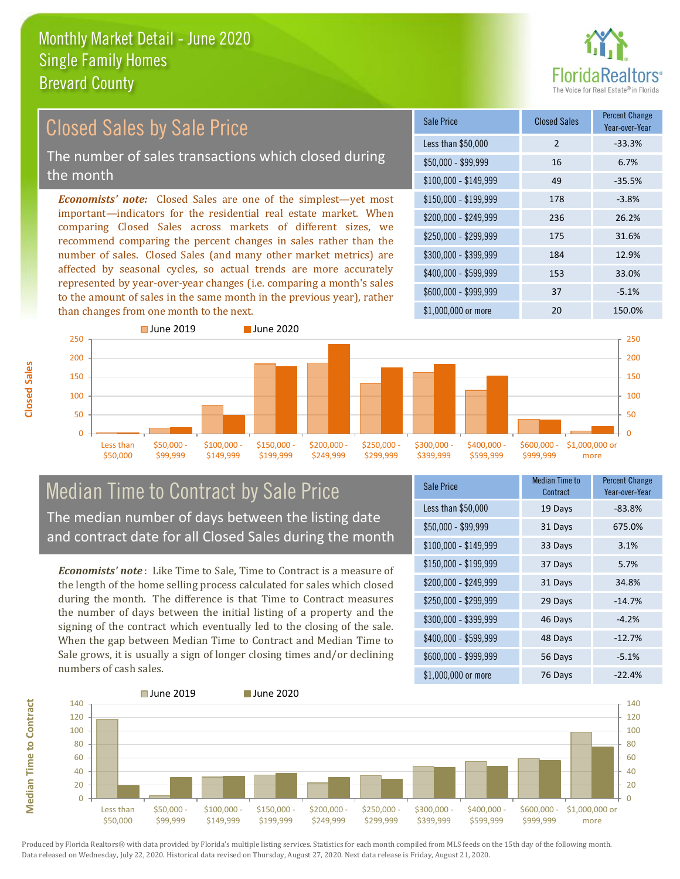# Monthly Market Detail - June 2020
## Single Family Homes
## Brevard County

FloridaRealtors® — The Voice for Real Estate® in Florida

## Closed Sales by Sale Price

The number of sales transactions which closed during the month

*Economists' note:* Closed Sales are one of the simplest—yet most important—indicators for the residential real estate market. When comparing Closed Sales across markets of different sizes, we recommend comparing the percent changes in sales rather than the number of sales. Closed Sales (and many other market metrics) are affected by seasonal cycles, so actual trends are more accurately represented by year-over-year changes (i.e. comparing a month's sales to the amount of sales in the same month in the previous year), rather than changes from one month to the next.

| Sale Price | Closed Sales | Percent Change Year-over-Year |
|---|---|---|
| Less than $50,000 | 2 | -33.3% |
| $50,000 - $99,999 | 16 | 6.7% |
| $100,000 - $149,999 | 49 | -35.5% |
| $150,000 - $199,999 | 178 | -3.8% |
| $200,000 - $249,999 | 236 | 26.2% |
| $250,000 - $299,999 | 175 | 31.6% |
| $300,000 - $399,999 | 184 | 12.9% |
| $400,000 - $599,999 | 153 | 33.0% |
| $600,000 - $999,999 | 37 | -5.1% |
| $1,000,000 or more | 20 | 150.0% |

## Median Time to Contract by Sale Price

The median number of days between the listing date and contract date for all Closed Sales during the month

*Economists' note*: Like Time to Sale, Time to Contract is a measure of the length of the home selling process calculated for sales which closed during the month. The difference is that Time to Contract measures the number of days between the initial listing of a property and the signing of the contract which eventually led to the closing of the sale. When the gap between Median Time to Contract and Median Time to Sale grows, it is usually a sign of longer closing times and/or declining numbers of cash sales.

| Sale Price | Median Time to Contract | Percent Change Year-over-Year |
|---|---|---|
| Less than $50,000 | 19 Days | -83.8% |
| $50,000 - $99,999 | 31 Days | 675.0% |
| $100,000 - $149,999 | 33 Days | 3.1% |
| $150,000 - $199,999 | 37 Days | 5.7% |
| $200,000 - $249,999 | 31 Days | 34.8% |
| $250,000 - $299,999 | 29 Days | -14.7% |
| $300,000 - $399,999 | 46 Days | -4.2% |
| $400,000 - $599,999 | 48 Days | -12.7% |
| $600,000 - $999,999 | 56 Days | -5.1% |
| $1,000,000 or more | 76 Days | -22.4% |

Produced by Florida Realtors® with data provided by Florida's multiple listing services. Statistics for each month compiled from MLS feeds on the 15th day of the following month. Data released on Wednesday, July 22, 2020. Historical data revised on Thursday, August 27, 2020. Next data release is Friday, August 21, 2020.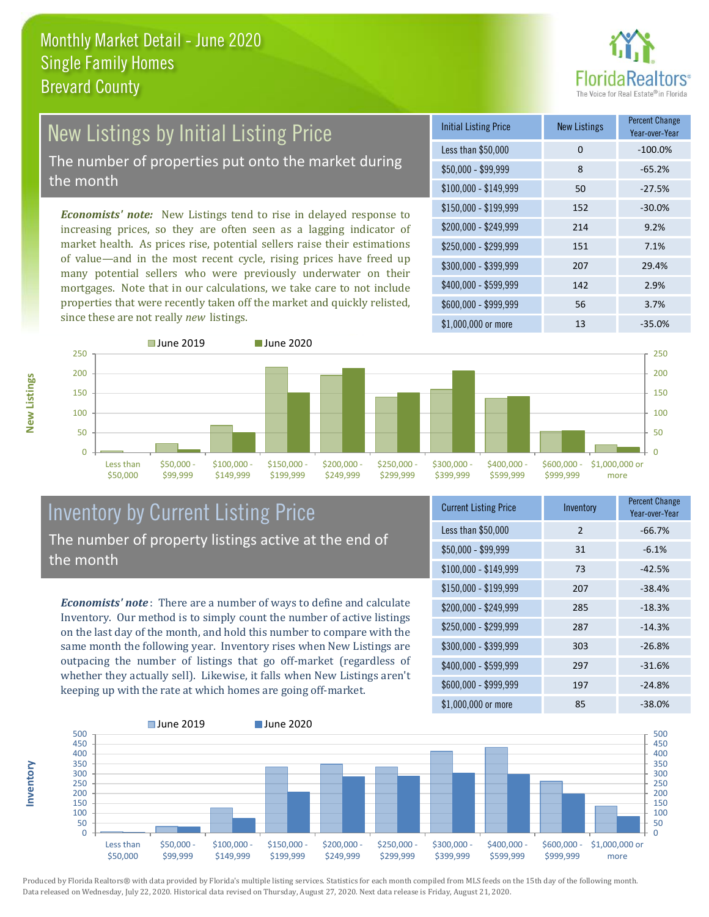# Monthly Market Detail - June 2020
## Single Family Homes
## Brevard County

## New Listings by Initial Listing Price

The number of properties put onto the market during the month

***Economists' note:*** New Listings tend to rise in delayed response to increasing prices, so they are often seen as a lagging indicator of market health. As prices rise, potential sellers raise their estimations of value—and in the most recent cycle, rising prices have freed up many potential sellers who were previously underwater on their mortgages. Note that in our calculations, we take care to not include properties that were recently taken off the market and quickly relisted, since these are not really *new* listings.

| Initial Listing Price | New Listings | Percent Change Year-over-Year |
|---|---|---|
| Less than $50,000 | 0 | -100.0% |
| $50,000 - $99,999 | 8 | -65.2% |
| $100,000 - $149,999 | 50 | -27.5% |
| $150,000 - $199,999 | 152 | -30.0% |
| $200,000 - $249,999 | 214 | 9.2% |
| $250,000 - $299,999 | 151 | 7.1% |
| $300,000 - $399,999 | 207 | 29.4% |
| $400,000 - $599,999 | 142 | 2.9% |
| $600,000 - $999,999 | 56 | 3.7% |
| $1,000,000 or more | 13 | -35.0% |

## Inventory by Current Listing Price

The number of property listings active at the end of the month

***Economists' note***: There are a number of ways to define and calculate Inventory. Our method is to simply count the number of active listings on the last day of the month, and hold this number to compare with the same month the following year. Inventory rises when New Listings are outpacing the number of listings that go off-market (regardless of whether they actually sell). Likewise, it falls when New Listings aren't keeping up with the rate at which homes are going off-market.

| Current Listing Price | Inventory | Percent Change Year-over-Year |
|---|---|---|
| Less than $50,000 | 2 | -66.7% |
| $50,000 - $99,999 | 31 | -6.1% |
| $100,000 - $149,999 | 73 | -42.5% |
| $150,000 - $199,999 | 207 | -38.4% |
| $200,000 - $249,999 | 285 | -18.3% |
| $250,000 - $299,999 | 287 | -14.3% |
| $300,000 - $399,999 | 303 | -26.8% |
| $400,000 - $599,999 | 297 | -31.6% |
| $600,000 - $999,999 | 197 | -24.8% |
| $1,000,000 or more | 85 | -38.0% |

Produced by Florida Realtors® with data provided by Florida's multiple listing services. Statistics for each month compiled from MLS feeds on the 15th day of the following month. Data released on Wednesday, July 22, 2020. Historical data revised on Thursday, August 27, 2020. Next data release is Friday, August 21, 2020.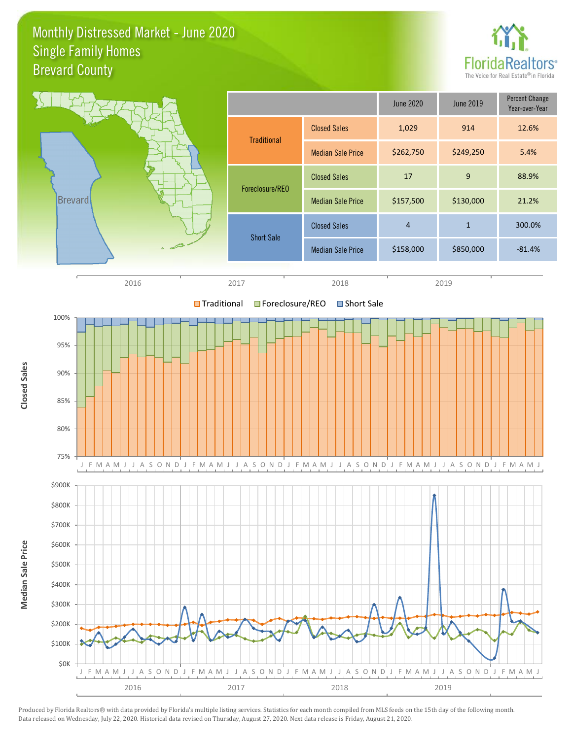# Monthly Distressed Market - June 2020
## Single Family Homes
## Brevard County

FloridaRealtors®
The Voice for Real Estate® in Florida

Brevard

| | | June 2020 | June 2019 | Percent Change Year-over-Year |
|---|---|---|---|---|
| Traditional | Closed Sales | 1,029 | 914 | 12.6% |
| | Median Sale Price | $262,750 | $249,250 | 5.4% |
| Foreclosure/REO | Closed Sales | 17 | 9 | 88.9% |
| | Median Sale Price | $157,500 | $130,000 | 21.2% |
| Short Sale | Closed Sales | 4 | 1 | 300.0% |
| | Median Sale Price | $158,000 | $850,000 | -81.4% |

2016 2017 2018 2019

Traditional Foreclosure/REO Short Sale

Closed Sales

100% 95% 90% 85% 80% 75%

J F M A M J J A S O N D J F M A M J J A S O N D J F M A M J J A S O N D J F M A M J J A S O N D J F M A M J

Median Sale Price

$900K $800K $700K $600K $500K $400K $300K $200K $100K $0K

J F M A M J J A S O N D J F M A M J J A S O N D J F M A M J J A S O N D J F M A M J J A S O N D J F M A M J

2016 2017 2018 2019

Produced by Florida Realtors® with data provided by Florida's multiple listing services. Statistics for each month compiled from MLS feeds on the 15th day of the following month. Data released on Wednesday, July 22, 2020. Historical data revised on Thursday, August 27, 2020. Next data release is Friday, August 21, 2020.